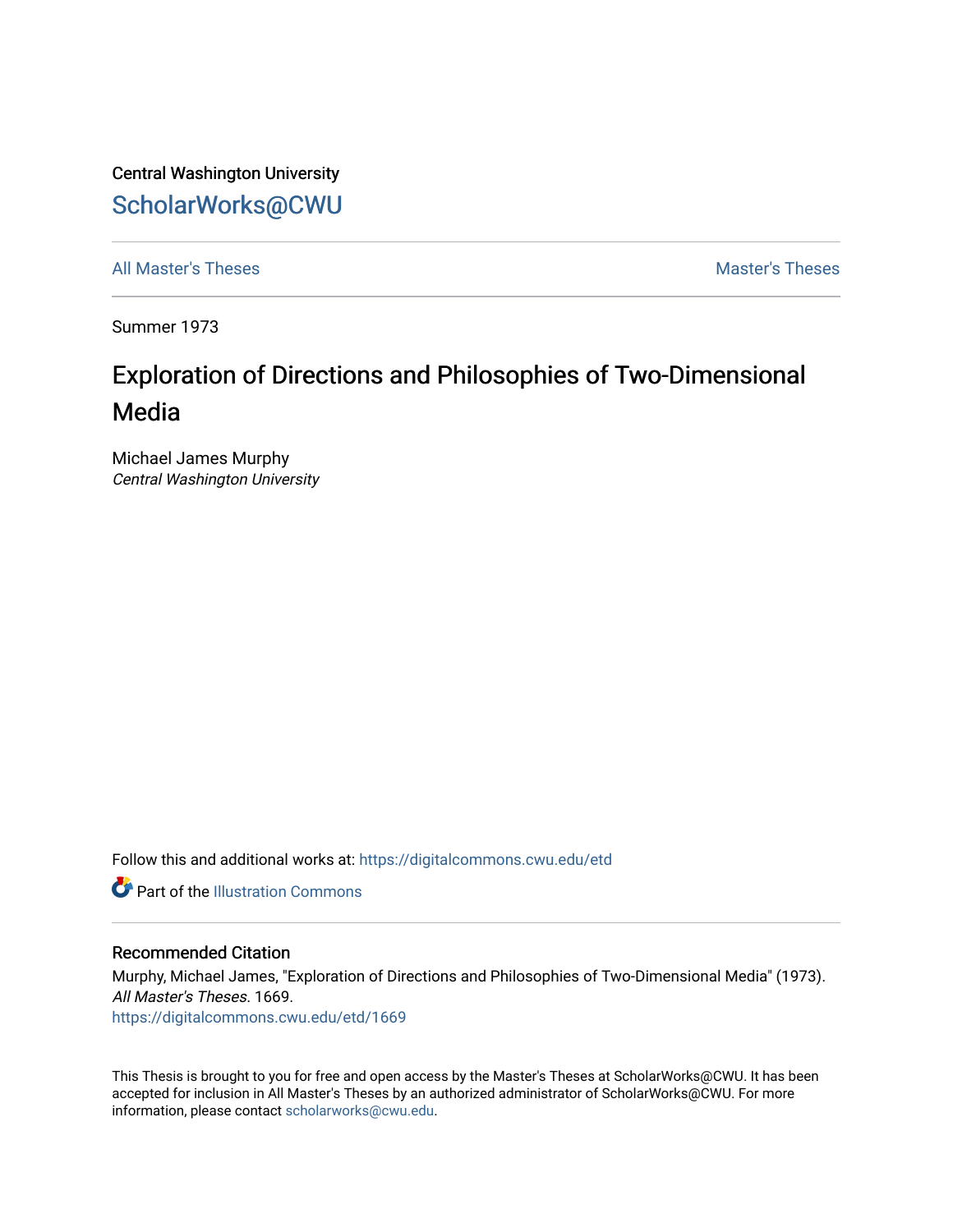Central Washington University

# ScholarWorks@CWU

All Master's Theses | Master's Theses

Summer 1973

## Exploration of Directions and Philosophies of Two-Dimensional Media

Michael James Murphy
*Central Washington University*

Follow this and additional works at: https://digitalcommons.cwu.edu/etd

Part of the Illustration Commons

### Recommended Citation

Murphy, Michael James, "Exploration of Directions and Philosophies of Two-Dimensional Media" (1973). *All Master's Theses*. 1669.
https://digitalcommons.cwu.edu/etd/1669

This Thesis is brought to you for free and open access by the Master's Theses at ScholarWorks@CWU. It has been accepted for inclusion in All Master's Theses by an authorized administrator of ScholarWorks@CWU. For more information, please contact scholarworks@cwu.edu.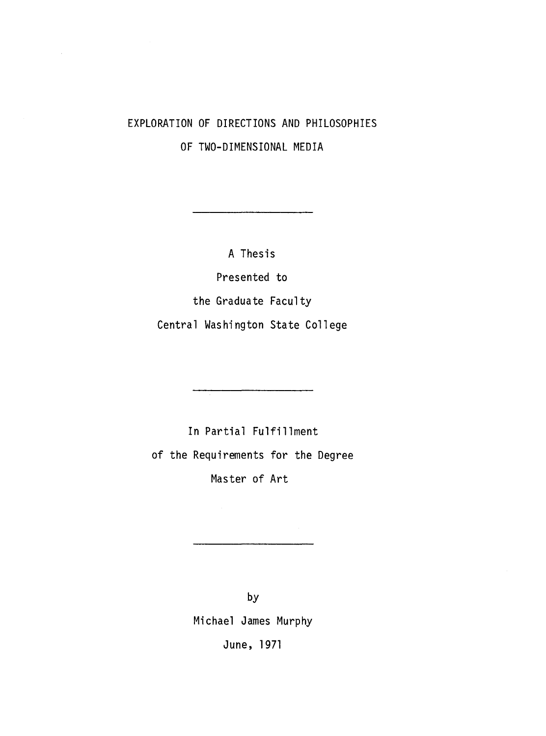# EXPLORATION OF DIRECTIONS AND PHILOSOPHIES OF TWO-DIMENSIONAL MEDIA

---

A Thesis

Presented to

the Graduate Faculty

Central Washington State College

---

In Partial Fulfillment

of the Requirements for the Degree

Master of Art

---

by

Michael James Murphy

June, 1971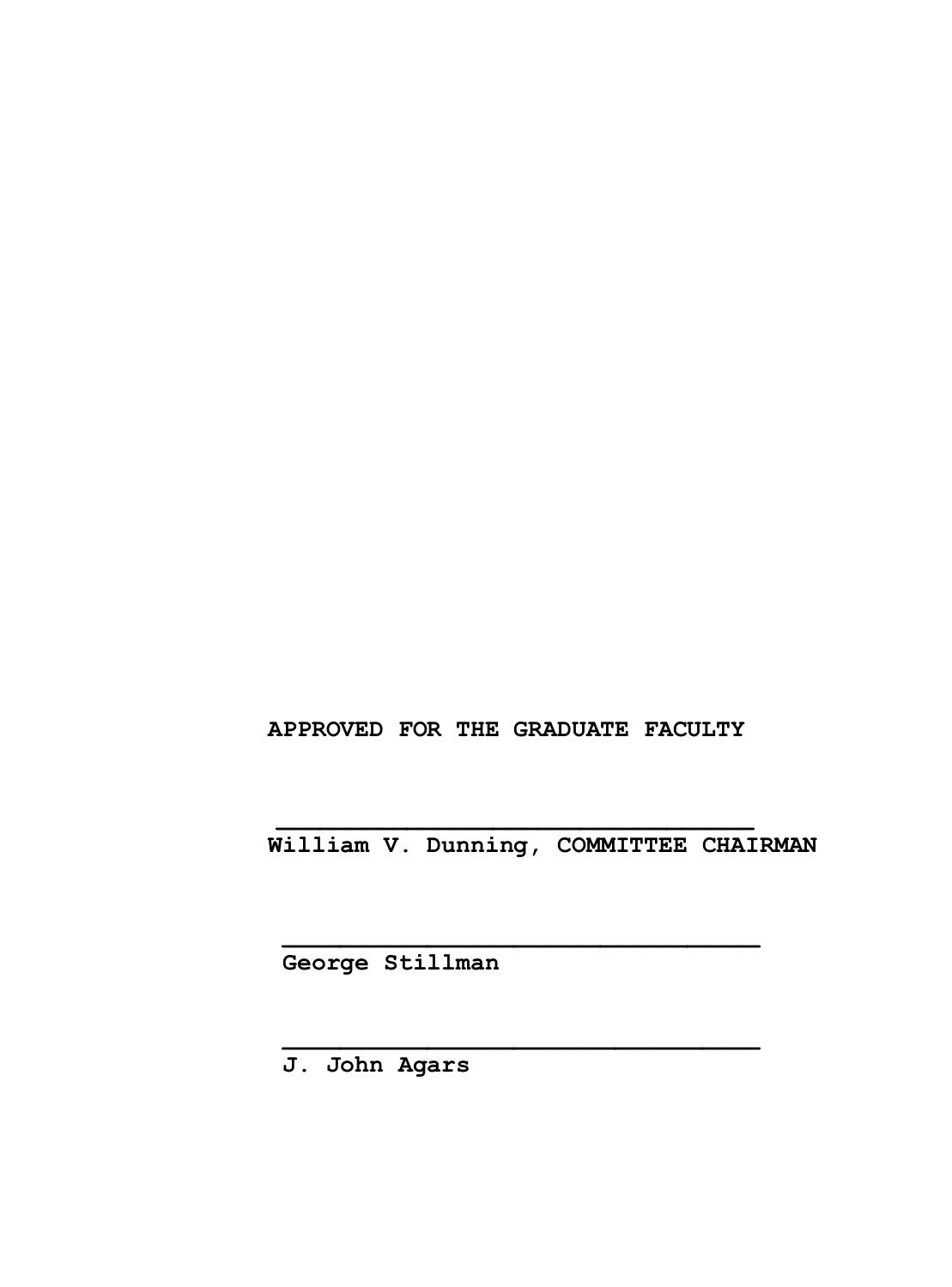**APPROVED FOR THE GRADUATE FACULTY**

________________________________

**William V. Dunning, COMMITTEE CHAIRMAN**

________________________________

**George Stillman**

________________________________

**J. John Agars**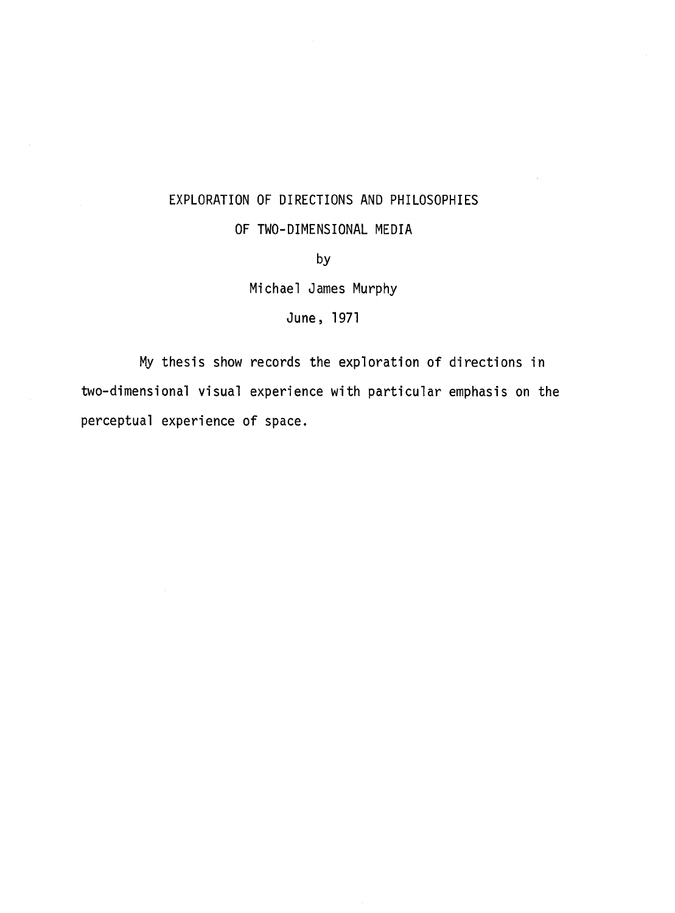# EXPLORATION OF DIRECTIONS AND PHILOSOPHIES OF TWO-DIMENSIONAL MEDIA

by

Michael James Murphy

June, 1971

My thesis show records the exploration of directions in two-dimensional visual experience with particular emphasis on the perceptual experience of space.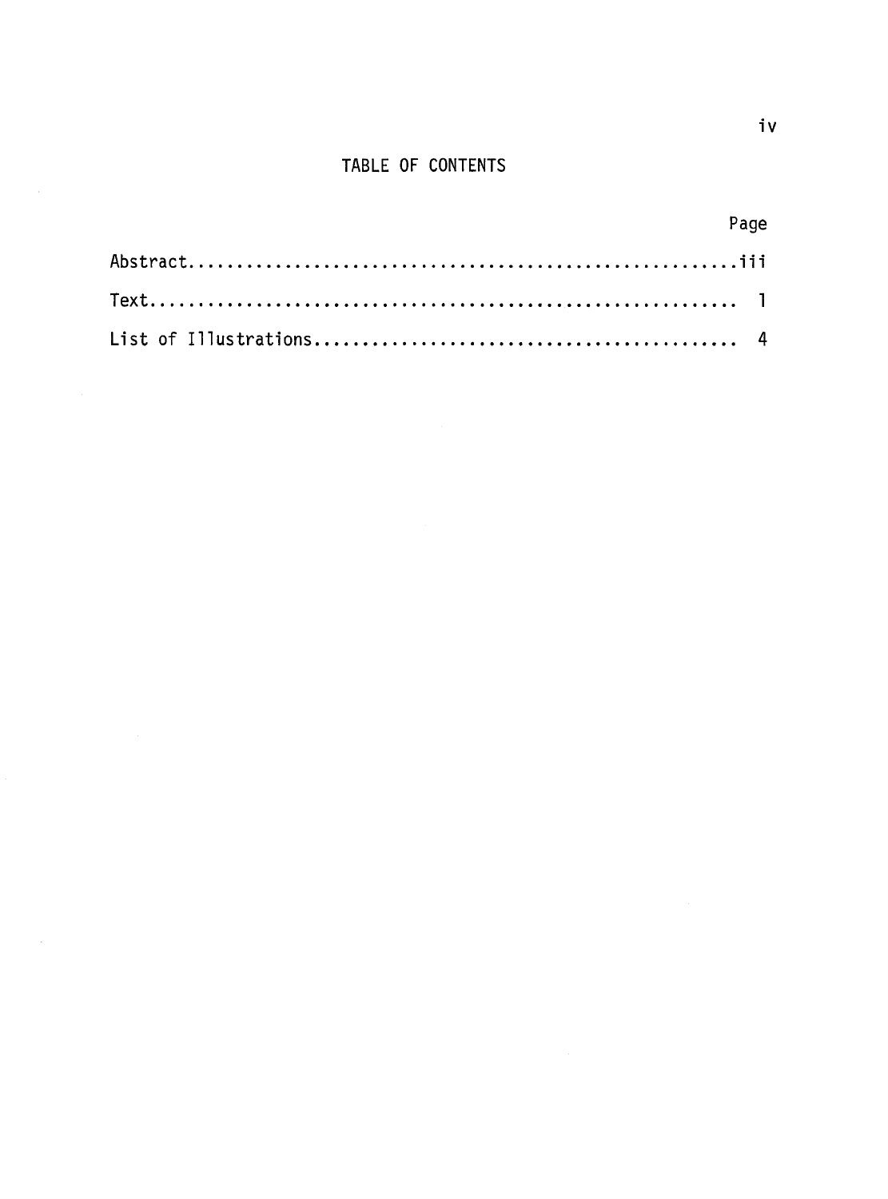# TABLE OF CONTENTS

| | Page |
|---|---|
| Abstract | iii |
| Text | 1 |
| List of Illustrations | 4 |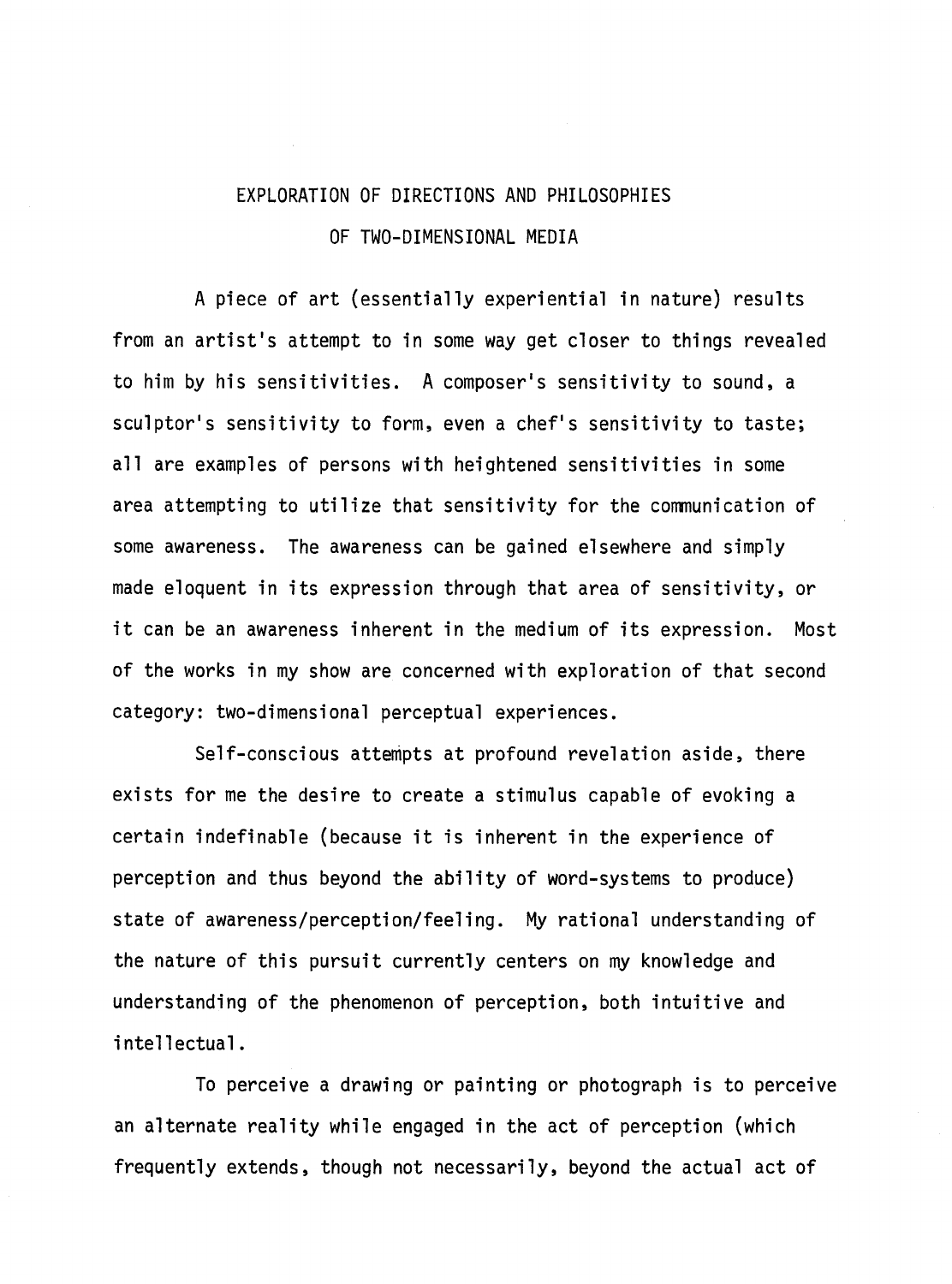# EXPLORATION OF DIRECTIONS AND PHILOSOPHIES OF TWO-DIMENSIONAL MEDIA

A piece of art (essentially experiential in nature) results from an artist's attempt to in some way get closer to things revealed to him by his sensitivities. A composer's sensitivity to sound, a sculptor's sensitivity to form, even a chef's sensitivity to taste; all are examples of persons with heightened sensitivities in some area attempting to utilize that sensitivity for the communication of some awareness. The awareness can be gained elsewhere and simply made eloquent in its expression through that area of sensitivity, or it can be an awareness inherent in the medium of its expression. Most of the works in my show are concerned with exploration of that second category: two-dimensional perceptual experiences.

Self-conscious attempts at profound revelation aside, there exists for me the desire to create a stimulus capable of evoking a certain indefinable (because it is inherent in the experience of perception and thus beyond the ability of word-systems to produce) state of awareness/perception/feeling. My rational understanding of the nature of this pursuit currently centers on my knowledge and understanding of the phenomenon of perception, both intuitive and intellectual.

To perceive a drawing or painting or photograph is to perceive an alternate reality while engaged in the act of perception (which frequently extends, though not necessarily, beyond the actual act of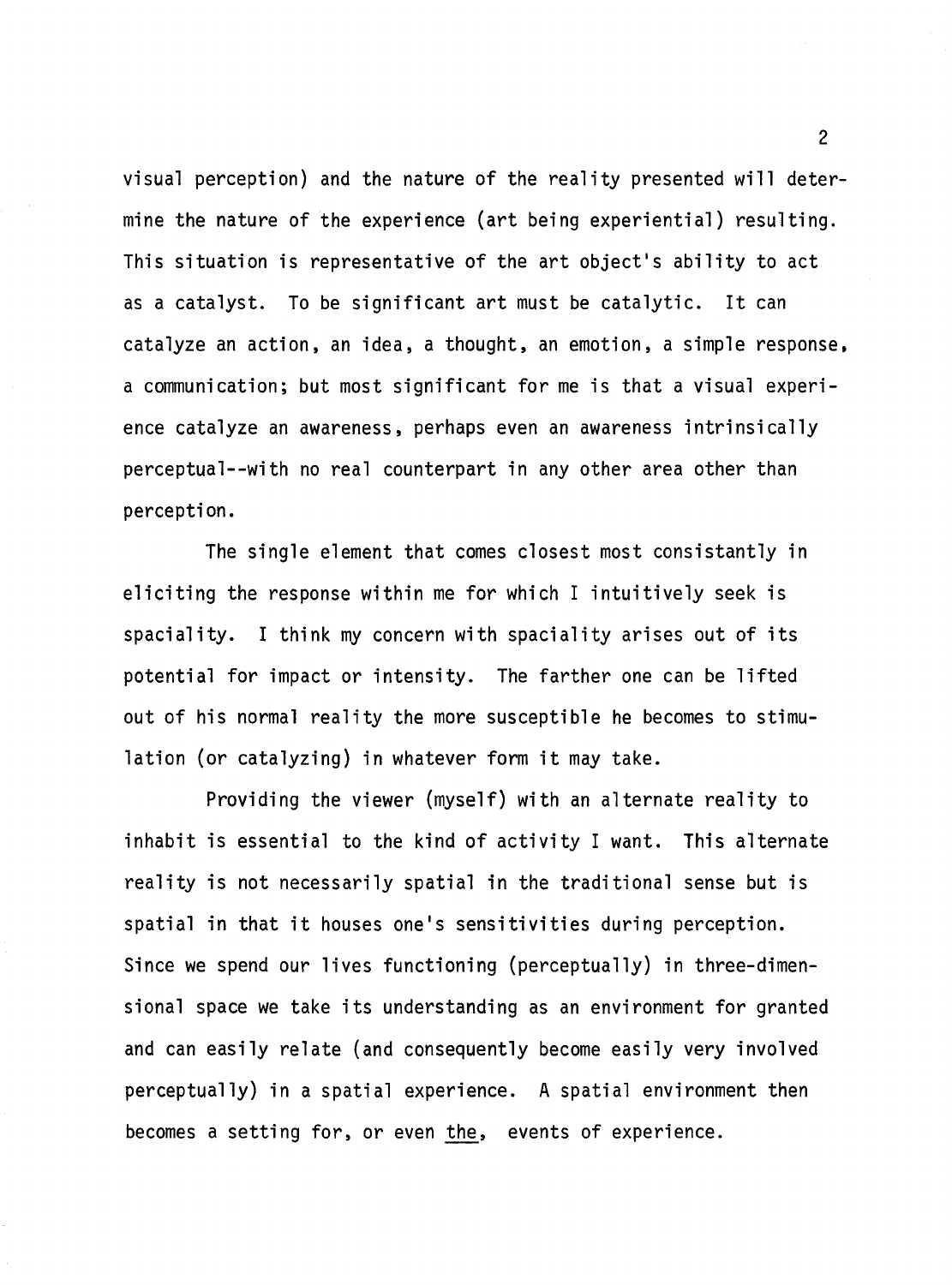visual perception) and the nature of the reality presented will determine the nature of the experience (art being experiential) resulting. This situation is representative of the art object's ability to act as a catalyst. To be significant art must be catalytic. It can catalyze an action, an idea, a thought, an emotion, a simple response, a communication; but most significant for me is that a visual experience catalyze an awareness, perhaps even an awareness intrinsically perceptual--with no real counterpart in any other area other than perception.

The single element that comes closest most consistantly in eliciting the response within me for which I intuitively seek is spaciality. I think my concern with spaciality arises out of its potential for impact or intensity. The farther one can be lifted out of his normal reality the more susceptible he becomes to stimulation (or catalyzing) in whatever form it may take.

Providing the viewer (myself) with an alternate reality to inhabit is essential to the kind of activity I want. This alternate reality is not necessarily spatial in the traditional sense but is spatial in that it houses one's sensitivities during perception. Since we spend our lives functioning (perceptually) in three-dimensional space we take its understanding as an environment for granted and can easily relate (and consequently become easily very involved perceptually) in a spatial experience. A spatial environment then becomes a setting for, or even <u>the</u>, events of experience.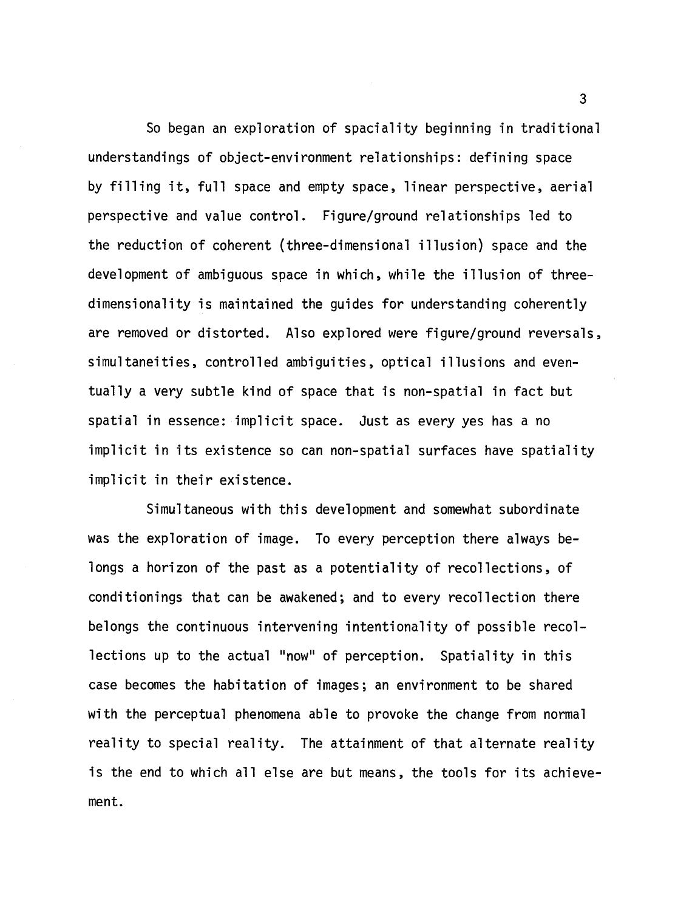So began an exploration of spaciality beginning in traditional understandings of object-environment relationships: defining space by filling it, full space and empty space, linear perspective, aerial perspective and value control. Figure/ground relationships led to the reduction of coherent (three-dimensional illusion) space and the development of ambiguous space in which, while the illusion of three-dimensionality is maintained the guides for understanding coherently are removed or distorted. Also explored were figure/ground reversals, simultaneities, controlled ambiguities, optical illusions and eventually a very subtle kind of space that is non-spatial in fact but spatial in essence: implicit space. Just as every yes has a no implicit in its existence so can non-spatial surfaces have spatiality implicit in their existence.

Simultaneous with this development and somewhat subordinate was the exploration of image. To every perception there always belongs a horizon of the past as a potentiality of recollections, of conditionings that can be awakened; and to every recollection there belongs the continuous intervening intentionality of possible recollections up to the actual "now" of perception. Spatiality in this case becomes the habitation of images; an environment to be shared with the perceptual phenomena able to provoke the change from normal reality to special reality. The attainment of that alternate reality is the end to which all else are but means, the tools for its achievement.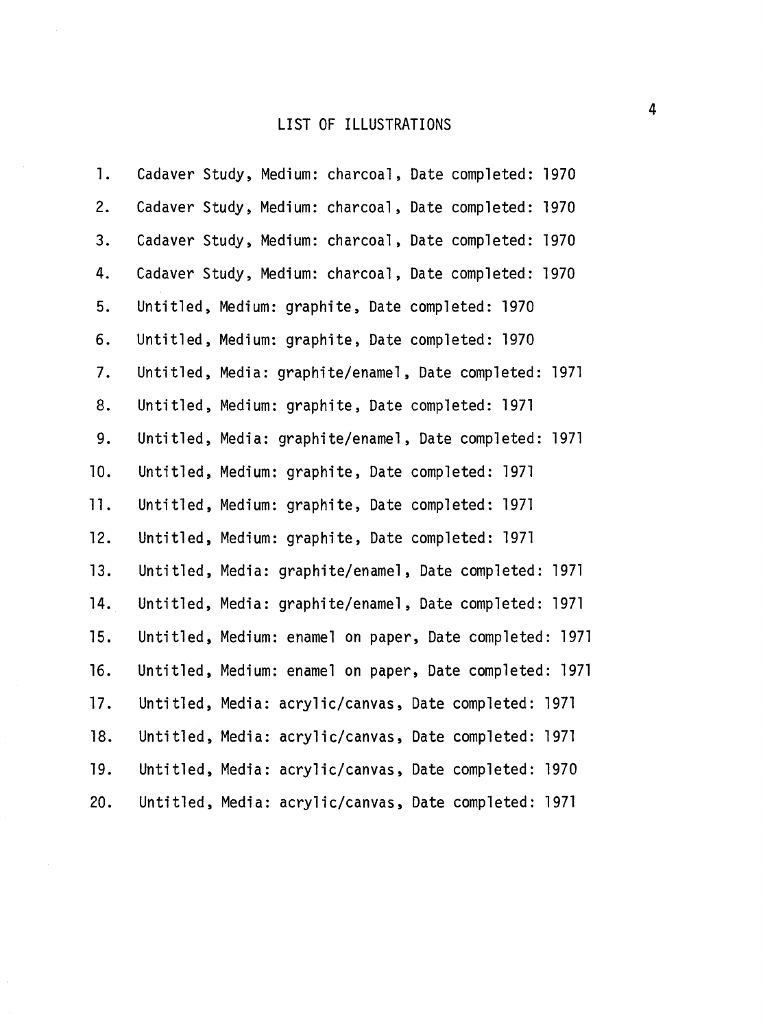# LIST OF ILLUSTRATIONS

1. Cadaver Study, Medium: charcoal, Date completed: 1970
2. Cadaver Study, Medium: charcoal, Date completed: 1970
3. Cadaver Study, Medium: charcoal, Date completed: 1970
4. Cadaver Study, Medium: charcoal, Date completed: 1970
5. Untitled, Medium: graphite, Date completed: 1970
6. Untitled, Medium: graphite, Date completed: 1970
7. Untitled, Media: graphite/enamel, Date completed: 1971
8. Untitled, Medium: graphite, Date completed: 1971
9. Untitled, Media: graphite/enamel, Date completed: 1971
10. Untitled, Medium: graphite, Date completed: 1971
11. Untitled, Medium: graphite, Date completed: 1971
12. Untitled, Medium: graphite, Date completed: 1971
13. Untitled, Media: graphite/enamel, Date completed: 1971
14. Untitled, Media: graphite/enamel, Date completed: 1971
15. Untitled, Medium: enamel on paper, Date completed: 1971
16. Untitled, Medium: enamel on paper, Date completed: 1971
17. Untitled, Media: acrylic/canvas, Date completed: 1971
18. Untitled, Media: acrylic/canvas, Date completed: 1971
19. Untitled, Media: acrylic/canvas, Date completed: 1970
20. Untitled, Media: acrylic/canvas, Date completed: 1971